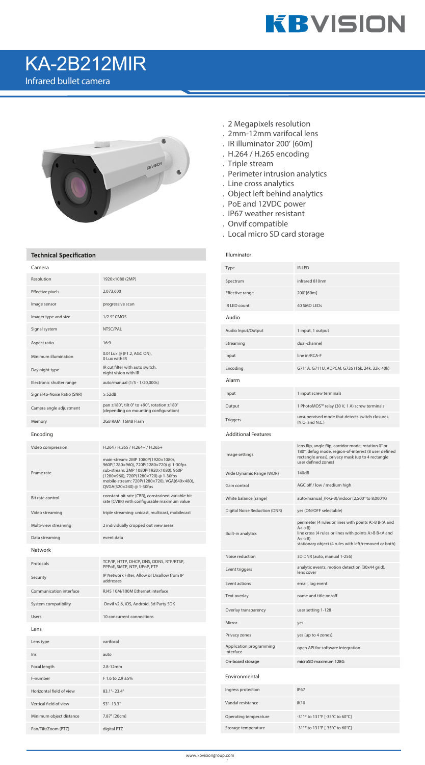# KA-2B212MIR

Infrared bullet camera

- 2 Megapixels resolution
- 2mm-12mm varifocal lens
- IR illuminator 200' [60m]
- H.264 / H.265 encoding
- Triple stream
- Perimeter intrusion analytics
- Line cross analytics
- Object left behind analytics
- PoE and 12VDC power
- IP67 weather resistant
- Onvif compatible
- Local micro SD card storage

## Technical Specification

### Camera

| | |
|---|---|
| Resolution | 1920×1080 (2MP) |
| Effective pixels | 2,073,600 |
| Image sensor | progressive scan |
| Imager type and size | 1/2.9" CMOS |
| Signal system | NTSC/PAL |
| Aspect ratio | 16:9 |
| Minimum illumination | 0.01Lux @ (F1.2, AGC ON), 0 Lux with IR |
| Day night type | IR cut filter with auto switch, night vision with IR |
| Electronic shutter range | auto/manual (1/5 - 1/20,000s) |
| Signal-to-Noise Ratio (SNR) | ≥ 52dB |
| Camera angle adjustment | pan ±180°, tilt 0° to +90°, rotation ±180° (depending on mounting configuration) |
| Memory | 2GB RAM. 16MB Flash |

### Encoding

| | |
|---|---|
| Video compression | H.264 / H.265 / H.264+ / H.265+ |
| Frame rate | main-stream: 2MP 1080P(1920×1080), 960P(1280×960), 720P(1280×720) @ 1-30fps sub-stream: 2MP 1080P(1920×1080), 960P (1280×960), 720P(1280×720) @ 1-30fps mobile-stream: 720P(1280×720), VGA(640×480), QVGA(320×240) @ 1-30fps |
| Bit rate control | constant bit rate (CBR), constrained variable bit rate (CVBR) with configurable maximum value |
| Video streaming | triple streaming: unicast, multicast, mobilecast |
| Multi-view streaming | 2 individually cropped out view areas |
| Data streaming | event data |

### Network

| | |
|---|---|
| Protocols | TCP/IP, HTTP, DHCP, DNS, DDNS, RTP/RTSP, PPPoE, SMTP, NTP, UPnP, FTP |
| Security | IP Network Filter, Allow or Disallow from IP addresses |
| Communication interface | RJ45 10M/100M Ethernet interface |
| System compatibility | Onvif v2.6, iOS, Android, 3d Party SDK |
| Users | 10 concurrent connections |

### Lens

| | |
|---|---|
| Lens type | varifocal |
| Iris | auto |
| Focal length | 2.8-12mm |
| F-number | F 1.6 to 2.9 ±5% |
| Horizontal field of view | 83.1°- 23.4° |
| Vertical field of view | 53°- 13.3° |
| Minimum object distance | 7.87" [20cm] |
| Pan/Tilt/Zoom (PTZ) | digital PTZ |

### Illuminator

| | |
|---|---|
| Type | IR LED |
| Spectrum | infrared 810nm |
| Effective range | 200' [60m] |
| IR LED count | 40 SMD LEDs |

### Audio

| | |
|---|---|
| Audio Input/Output | 1 input, 1 output |
| Streaming | dual-channel |
| Input | line in/RCA-F |
| Encoding | G711A, G711U, ADPCM, G726 (16k, 24k, 32k, 40k) |

### Alarm

| | |
|---|---|
| Input | 1 input screw terminals |
| Output | 1 PhotoMOS™ relay (30 V, 1 A) screw terminals |
| Triggers | unsupervised mode that detects switch closures (N.O. and N.C.) |

### Additional Features

| | |
|---|---|
| Image settings | lens flip, angle flip, corridor mode, rotation 0° or 180°, defog mode, region-of-interest (8 user defined rectangle areas), privacy mask (up to 4 rectangle user defined zones) |
| Wide Dynamic Range (WDR) | 140dB |
| Gain control | AGC off / low / medium high |
| White balance (range) | auto/manual_(R-G-B)/indoor (2,500° to 8,000°K) |
| Digital Noise Reduction (DNR) | yes (ON/OFF selectable) |
| Built-in analytics | perimeter (4 rules or lines with points A>B B<A and A<->B) line cross (4 rules or lines with points A>B B<A and A<->B) stationary object (4 rules with left/removed or both) |
| Noise reduction | 3D DNR (auto, manual 1-256) |
| Event triggers | analytic events, motion detection (30x44 grid), lens cover |
| Event actions | email, log event |
| Text overlay | name and title on/off |
| Overlay transparency | user setting 1-128 |
| Mirror | yes |
| Privacy zones | yes (up to 4 zones) |
| Application programming interface | open API for software integration |
| On-board storage | microSD maximum 128G |

### Environmental

| | |
|---|---|
| Ingress protection | IP67 |
| Vandal resistance | IK10 |
| Operating temperature | -31°F to 131°F [-35°C to 60°C] |
| Storage temperature | -31°F to 131°F [-35°C to 60°C] |

www.kbvisiongroup.com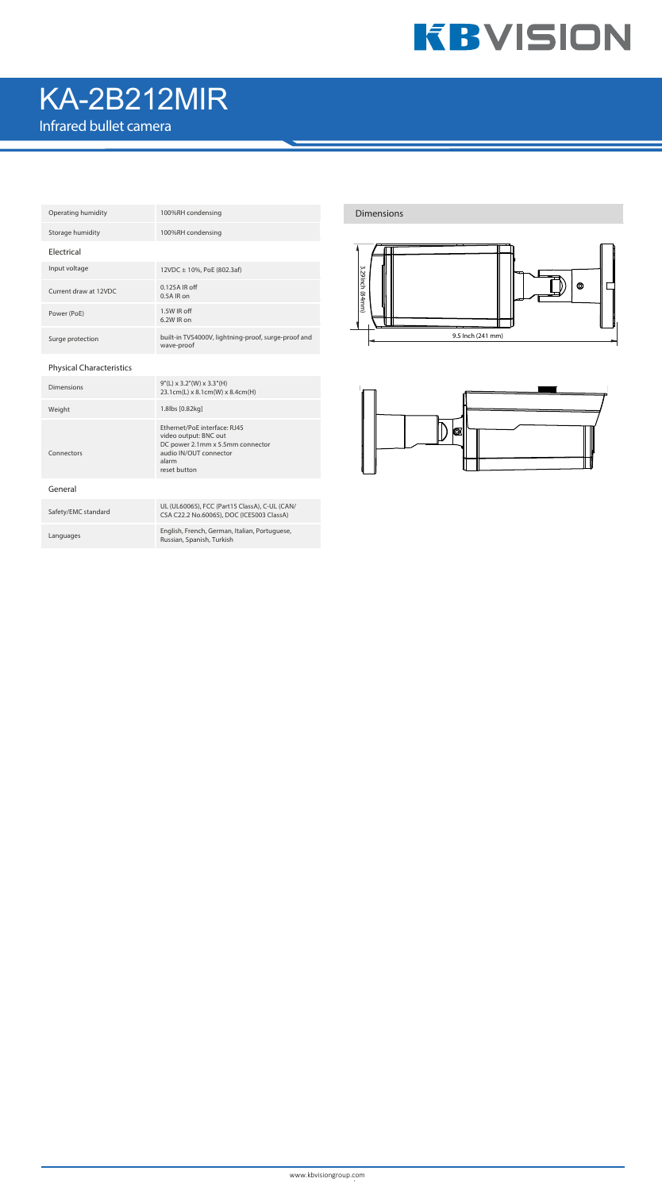# KA-2B212MIR

Infrared bullet camera

| | |
|---|---|
| Operating humidity | 100%RH condensing |
| Storage humidity | 100%RH condensing |
| **Electrical** | |
| Input voltage | 12VDC ± 10%, PoE (802.3af) |
| Current draw at 12VDC | 0.125A IR off<br>0.5A IR on |
| Power (PoE) | 1.5W IR off<br>6.2W IR on |
| Surge protection | built-in TVS4000V, lightning-proof, surge-proof and wave-proof |
| **Physical Characteristics** | |
| Dimensions | 9"(L) x 3.2"(W) x 3.3"(H)<br>23.1cm(L) x 8.1cm(W) x 8.4cm(H) |
| Weight | 1.8lbs [0.82kg] |
| Connectors | Ethernet/PoE interface: RJ45<br>video output: BNC out<br>DC power 2.1mm x 5.5mm connector<br>audio IN/OUT connector<br>alarm<br>reset button |
| **General** | |
| Safety/EMC standard | UL (UL60065), FCC (Part15 ClassA), C-UL (CAN/CSA C22.2 No.60065), DOC (ICES003 ClassA) |
| Languages | English, French, German, Italian, Portuguese, Russian, Spanish, Turkish |

## Dimensions

3.29inch (84mm)

9.5 Inch (241 mm)

www.kbvisiongroup.com